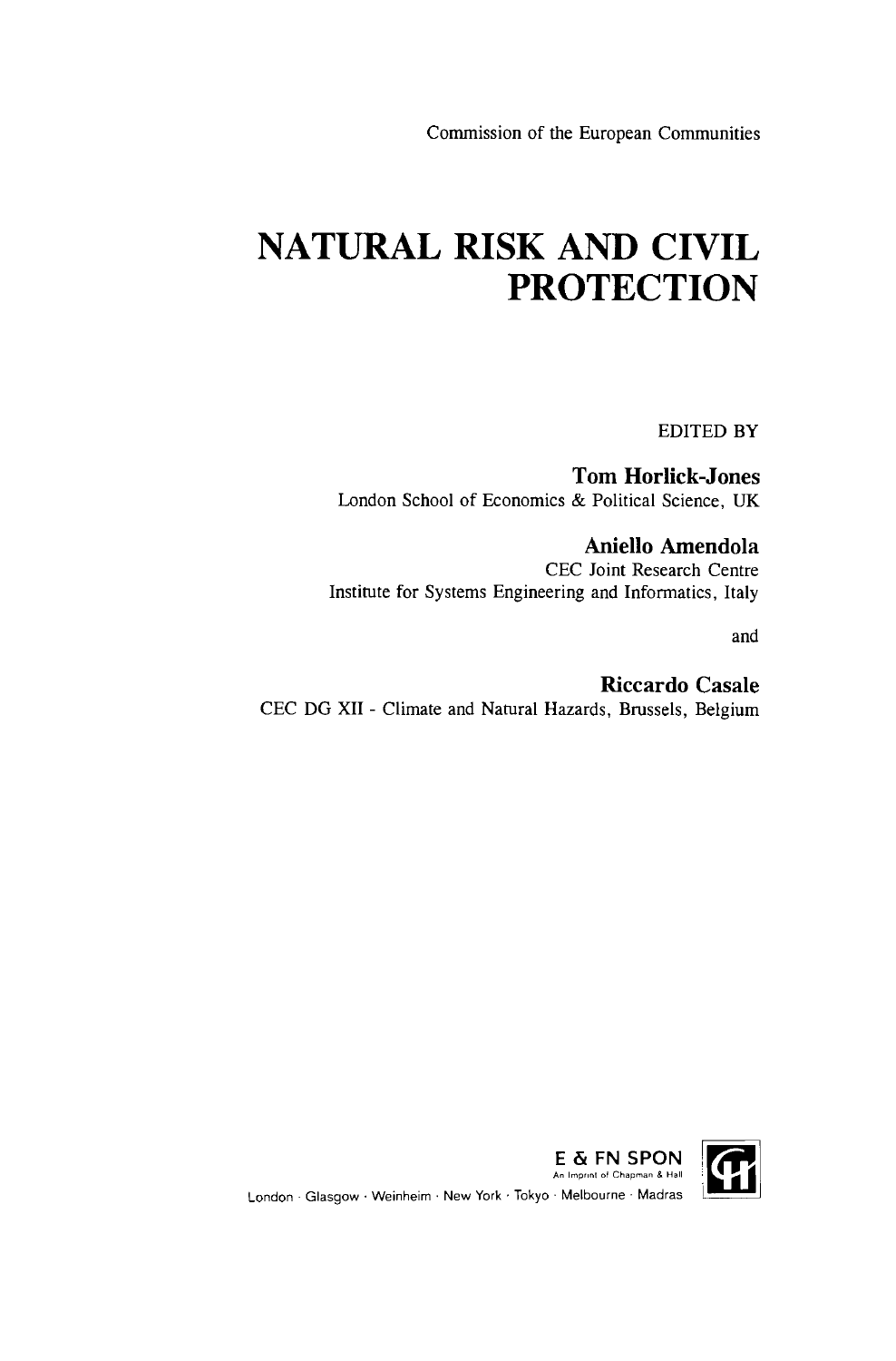Commission of the European Communities

# NATURAL RISK AND CIVIL PROTECTION

EDITED BY

**Tom Horlick-Jones**
London School of Economics & Political Science, UK

**Aniello Amendola**
CEC Joint Research Centre
Institute for Systems Engineering and Informatics, Italy

and

**Riccardo Casale**
CEC DG XII - Climate and Natural Hazards, Brussels, Belgium

E & FN SPON
An Imprint of Chapman & Hall

London · Glasgow · Weinheim · New York · Tokyo · Melbourne · Madras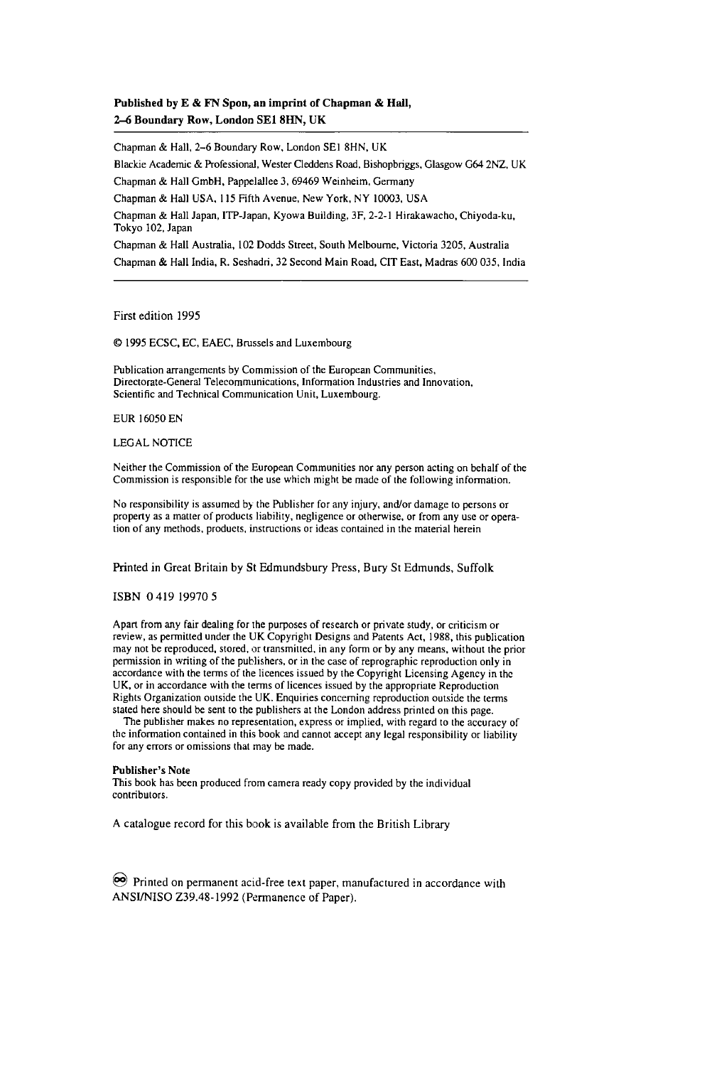**Published by E & FN Spon, an imprint of Chapman & Hall, 2–6 Boundary Row, London SE1 8HN, UK**

---

Chapman & Hall, 2–6 Boundary Row, London SE1 8HN, UK

Blackie Academic & Professional, Wester Cleddens Road, Bishopbriggs, Glasgow G64 2NZ, UK

Chapman & Hall GmbH, Pappelallee 3, 69469 Weinheim, Germany

Chapman & Hall USA, 115 Fifth Avenue, New York, NY 10003, USA

Chapman & Hall Japan, ITP-Japan, Kyowa Building, 3F, 2-2-1 Hirakawacho, Chiyoda-ku, Tokyo 102, Japan

Chapman & Hall Australia, 102 Dodds Street, South Melbourne, Victoria 3205, Australia

Chapman & Hall India, R. Seshadri, 32 Second Main Road, CIT East, Madras 600 035, India

---

First edition 1995

© 1995 ECSC, EC, EAEC, Brussels and Luxembourg

Publication arrangements by Commission of the European Communities, Directorate-General Telecommunications, Information Industries and Innovation, Scientific and Technical Communication Unit, Luxembourg.

EUR 16050 EN

LEGAL NOTICE

Neither the Commission of the European Communities nor any person acting on behalf of the Commission is responsible for the use which might be made of the following information.

No responsibility is assumed by the Publisher for any injury, and/or damage to persons or property as a matter of products liability, negligence or otherwise, or from any use or operation of any methods, products, instructions or ideas contained in the material herein

Printed in Great Britain by St Edmundsbury Press, Bury St Edmunds, Suffolk

ISBN 0 419 19970 5

Apart from any fair dealing for the purposes of research or private study, or criticism or review, as permitted under the UK Copyright Designs and Patents Act, 1988, this publication may not be reproduced, stored, or transmitted, in any form or by any means, without the prior permission in writing of the publishers, or in the case of reprographic reproduction only in accordance with the terms of the licences issued by the Copyright Licensing Agency in the UK, or in accordance with the terms of licences issued by the appropriate Reproduction Rights Organization outside the UK. Enquiries concerning reproduction outside the terms stated here should be sent to the publishers at the London address printed on this page.

The publisher makes no representation, express or implied, with regard to the accuracy of the information contained in this book and cannot accept any legal responsibility or liability for any errors or omissions that may be made.

**Publisher's Note**
This book has been produced from camera ready copy provided by the individual contributors.

A catalogue record for this book is available from the British Library

∞ Printed on permanent acid-free text paper, manufactured in accordance with ANSI/NISO Z39.48-1992 (Permanence of Paper).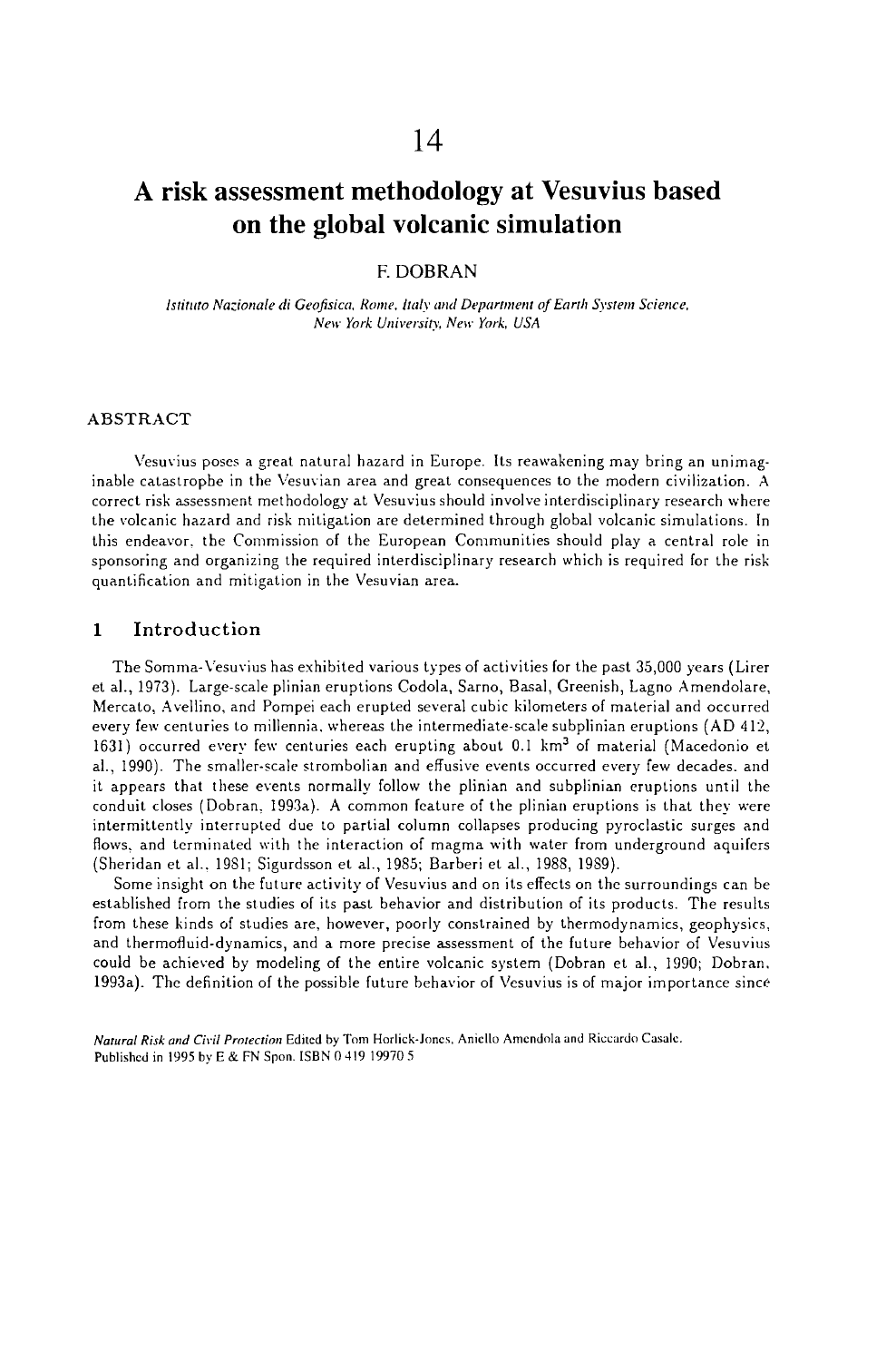# 14

# A risk assessment methodology at Vesuvius based on the global volcanic simulation

F. DOBRAN

*Istituto Nazionale di Geofisica, Rome, Italy and Department of Earth System Science, New York University, New York, USA*

## ABSTRACT

Vesuvius poses a great natural hazard in Europe. Its reawakening may bring an unimaginable catastrophe in the Vesuvian area and great consequences to the modern civilization. A correct risk assessment methodology at Vesuvius should involve interdisciplinary research where the volcanic hazard and risk mitigation are determined through global volcanic simulations. In this endeavor, the Commission of the European Communities should play a central role in sponsoring and organizing the required interdisciplinary research which is required for the risk quantification and mitigation in the Vesuvian area.

## 1 Introduction

The Somma-Vesuvius has exhibited various types of activities for the past 35,000 years (Lirer et al., 1973). Large-scale plinian eruptions Codola, Sarno, Basal, Greenish, Lagno Amendolare, Mercato, Avellino, and Pompei each erupted several cubic kilometers of material and occurred every few centuries to millennia, whereas the intermediate-scale subplinian eruptions (AD 412, 1631) occurred every few centuries each erupting about 0.1 km$^3$ of material (Macedonio et al., 1990). The smaller-scale strombolian and effusive events occurred every few decades, and it appears that these events normally follow the plinian and subplinian eruptions until the conduit closes (Dobran, 1993a). A common feature of the plinian eruptions is that they were intermittently interrupted due to partial column collapses producing pyroclastic surges and flows, and terminated with the interaction of magma with water from underground aquifers (Sheridan et al., 1981; Sigurdsson et al., 1985; Barberi et al., 1988, 1989).

Some insight on the future activity of Vesuvius and on its effects on the surroundings can be established from the studies of its past behavior and distribution of its products. The results from these kinds of studies are, however, poorly constrained by thermodynamics, geophysics, and thermofluid-dynamics, and a more precise assessment of the future behavior of Vesuvius could be achieved by modeling of the entire volcanic system (Dobran et al., 1990; Dobran, 1993a). The definition of the possible future behavior of Vesuvius is of major importance since

*Natural Risk and Civil Protection* Edited by Tom Horlick-Jones, Aniello Amendola and Riccardo Casale. Published in 1995 by E & FN Spon. ISBN 0 419 19970 5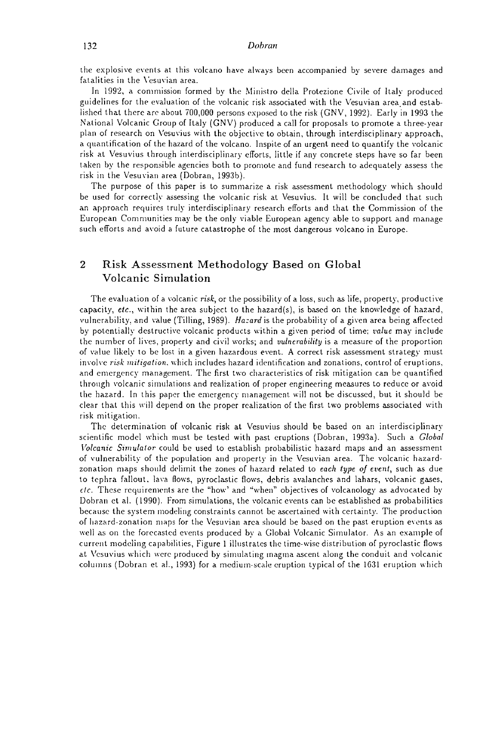the explosive events at this volcano have always been accompanied by severe damages and fatalities in the Vesuvian area.

In 1992, a commission formed by the Ministro della Protezione Civile of Italy produced guidelines for the evaluation of the volcanic risk associated with the Vesuvian area and established that there are about 700,000 persons exposed to the risk (GNV, 1992). Early in 1993 the National Volcanic Group of Italy (GNV) produced a call for proposals to promote a three-year plan of research on Vesuvius with the objective to obtain, through interdisciplinary approach, a quantification of the hazard of the volcano. Inspite of an urgent need to quantify the volcanic risk at Vesuvius through interdisciplinary efforts, little if any concrete steps have so far been taken by the responsible agencies both to promote and fund research to adequately assess the risk in the Vesuvian area (Dobran, 1993b).

The purpose of this paper is to summarize a risk assessment methodology which should be used for correctly assessing the volcanic risk at Vesuvius. It will be concluded that such an approach requires truly interdisciplinary research efforts and that the Commission of the European Communities may be the only viable European agency able to support and manage such efforts and avoid a future catastrophe of the most dangerous volcano in Europe.

## 2 Risk Assessment Methodology Based on Global Volcanic Simulation

The evaluation of a volcanic *risk*, or the possibility of a loss, such as life, property, productive capacity, *etc.*, within the area subject to the hazard(s), is based on the knowledge of hazard, vulnerability, and value (Tilling, 1989). *Hazard* is the probability of a given area being affected by potentially destructive volcanic products within a given period of time; *value* may include the number of lives, property and civil works; and *vulnerability* is a measure of the proportion of value likely to be lost in a given hazardous event. A correct risk assessment strategy must involve *risk mitigation*, which includes hazard identification and zonations, control of eruptions, and emergency management. The first two characteristics of risk mitigation can be quantified through volcanic simulations and realization of proper engineering measures to reduce or avoid the hazard. In this paper the emergency management will not be discussed, but it should be clear that this will depend on the proper realization of the first two problems associated with risk mitigation.

The determination of volcanic risk at Vesuvius should be based on an interdisciplinary scientific model which must be tested with past eruptions (Dobran, 1993a). Such a *Global Volcanic Simulator* could be used to establish probabilistic hazard maps and an assessment of vulnerability of the population and property in the Vesuvian area. The volcanic hazard-zonation maps should delimit the zones of hazard related to *each type of event*, such as due to tephra fallout, lava flows, pyroclastic flows, debris avalanches and lahars, volcanic gases, *etc.* These requirements are the "how" and "when" objectives of volcanology as advocated by Dobran et al. (1990). From simulations, the volcanic events can be established as probabilities because the system modeling constraints cannot be ascertained with certainty. The production of hazard-zonation maps for the Vesuvian area should be based on the past eruption events as well as on the forecasted events produced by a Global Volcanic Simulator. As an example of current modeling capabilities, Figure 1 illustrates the time-wise distribution of pyroclastic flows at Vesuvius which were produced by simulating magma ascent along the conduit and volcanic columns (Dobran et al., 1993) for a medium-scale eruption typical of the 1631 eruption which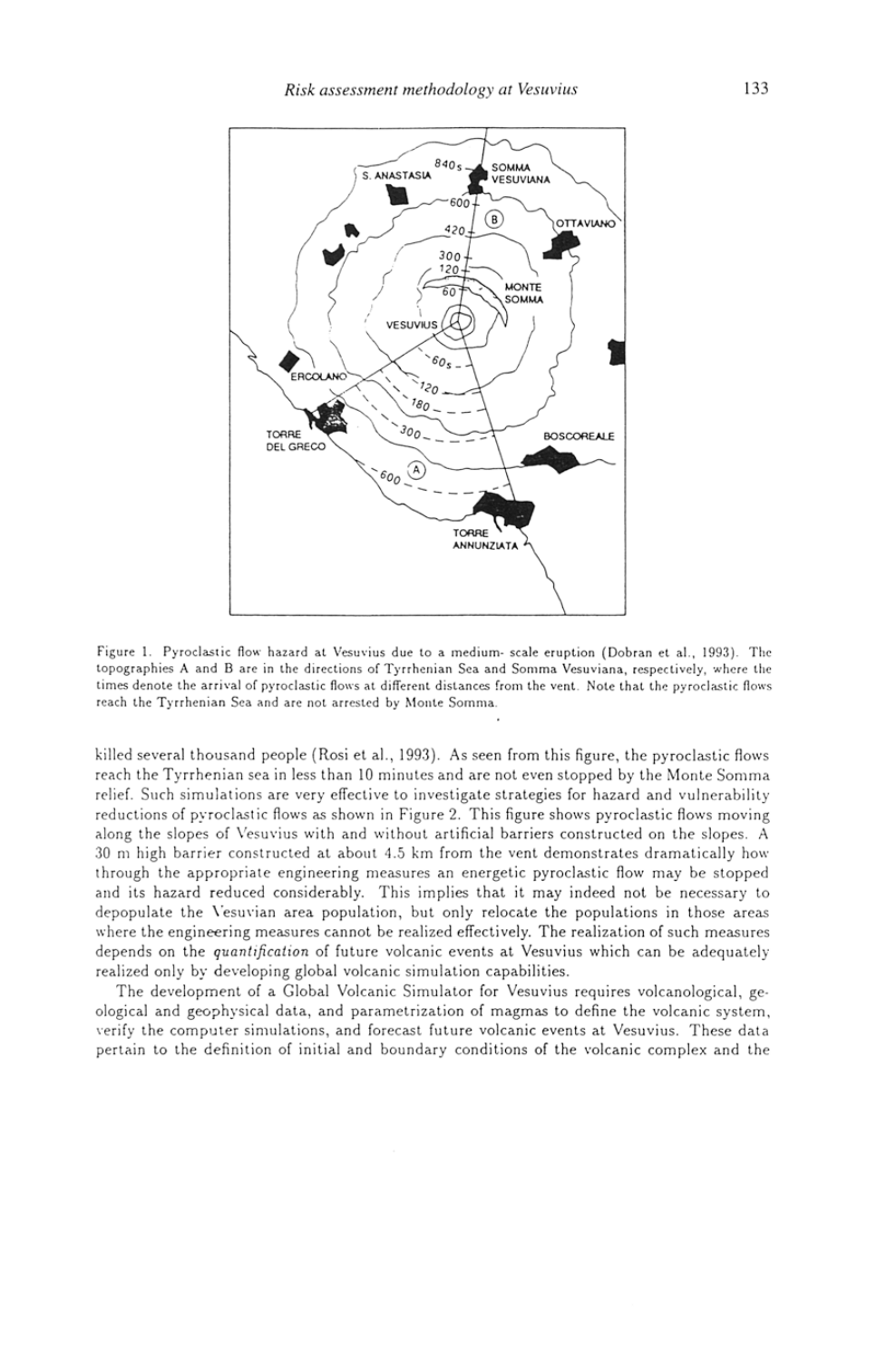Figure 1. Pyroclastic flow hazard at Vesuvius due to a medium- scale eruption (Dobran et al., 1993). The topographies A and B are in the directions of Tyrrhenian Sea and Somma Vesuviana, respectively, where the times denote the arrival of pyroclastic flows at different distances from the vent. Note that the pyroclastic flows reach the Tyrrhenian Sea and are not arrested by Monte Somma.

killed several thousand people (Rosi et al., 1993). As seen from this figure, the pyroclastic flows reach the Tyrrhenian sea in less than 10 minutes and are not even stopped by the Monte Somma relief. Such simulations are very effective to investigate strategies for hazard and vulnerability reductions of pyroclastic flows as shown in Figure 2. This figure shows pyroclastic flows moving along the slopes of Vesuvius with and without artificial barriers constructed on the slopes. A 30 m high barrier constructed at about 4.5 km from the vent demonstrates dramatically how through the appropriate engineering measures an energetic pyroclastic flow may be stopped and its hazard reduced considerably. This implies that it may indeed not be necessary to depopulate the Vesuvian area population, but only relocate the populations in those areas where the engineering measures cannot be realized effectively. The realization of such measures depends on the *quantification* of future volcanic events at Vesuvius which can be adequately realized only by developing global volcanic simulation capabilities.

The development of a Global Volcanic Simulator for Vesuvius requires volcanological, geological and geophysical data, and parametrization of magmas to define the volcanic system, verify the computer simulations, and forecast future volcanic events at Vesuvius. These data pertain to the definition of initial and boundary conditions of the volcanic complex and the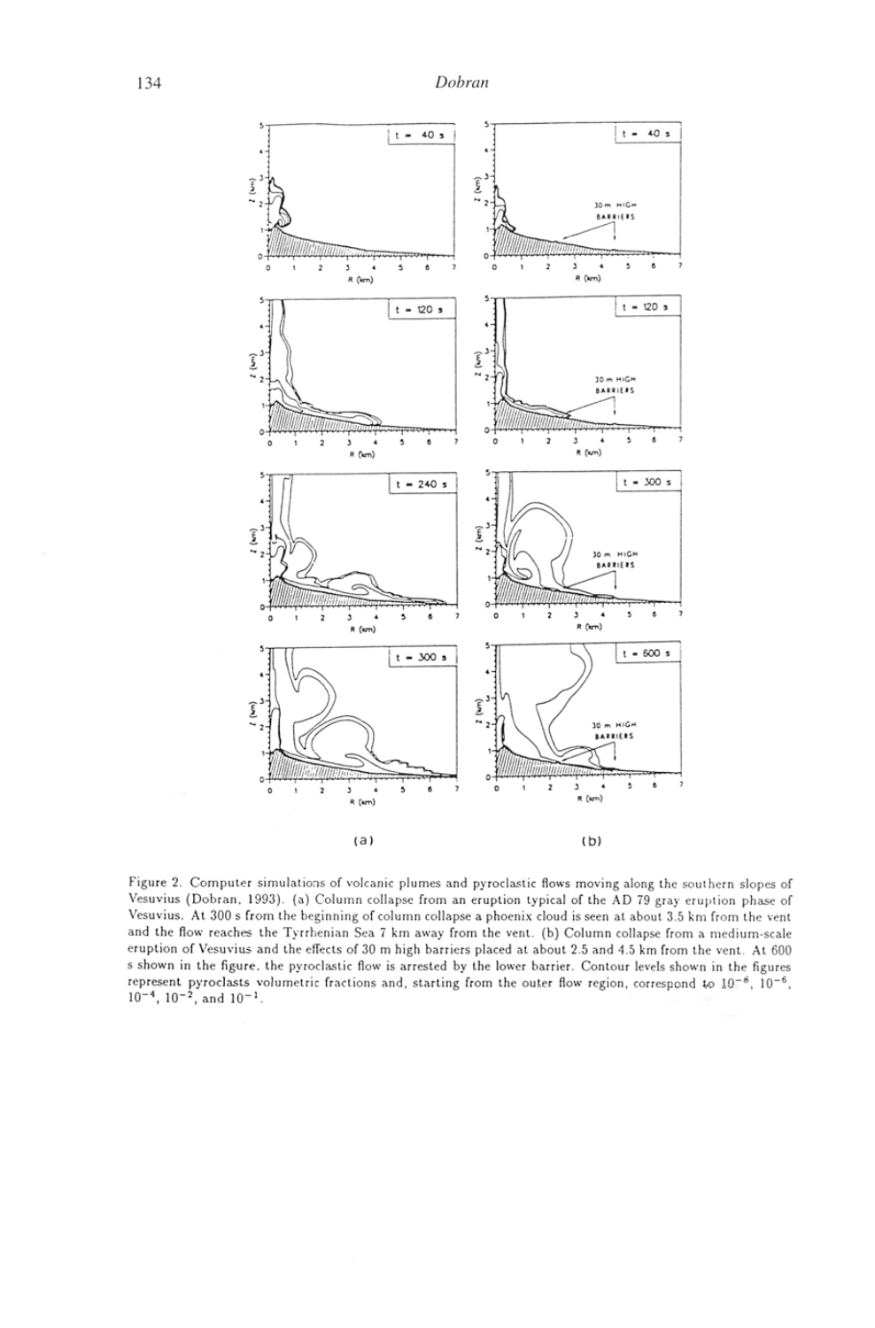Figure 2. Computer simulations of volcanic plumes and pyroclastic flows moving along the southern slopes of Vesuvius (Dobran, 1993). (a) Column collapse from an eruption typical of the AD 79 gray eruption phase of Vesuvius. At 300 s from the beginning of column collapse a phoenix cloud is seen at about 3.5 km from the vent and the flow reaches the Tyrrhenian Sea 7 km away from the vent. (b) Column collapse from a medium-scale eruption of Vesuvius and the effects of 30 m high barriers placed at about 2.5 and 4.5 km from the vent. At 600 s shown in the figure, the pyroclastic flow is arrested by the lower barrier. Contour levels shown in the figures represent pyroclasts volumetric fractions and, starting from the outer flow region, correspond to $10^{-8}$, $10^{-6}$, $10^{-4}$, $10^{-2}$, and $10^{-1}$.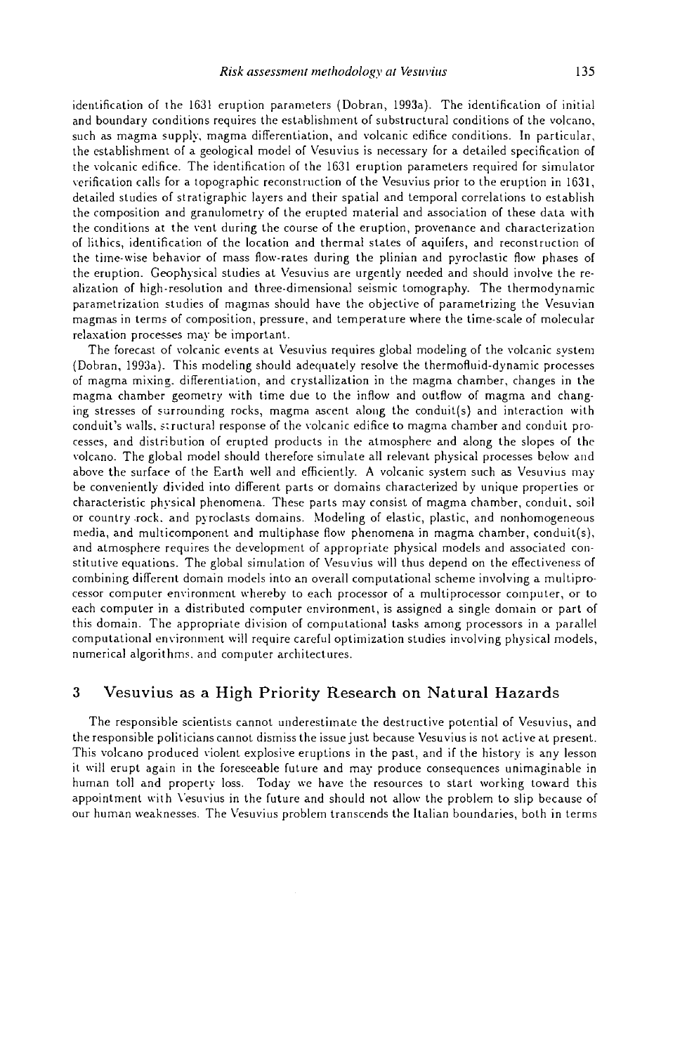identification of the 1631 eruption parameters (Dobran, 1993a). The identification of initial and boundary conditions requires the establishment of substructural conditions of the volcano, such as magma supply, magma differentiation, and volcanic edifice conditions. In particular, the establishment of a geological model of Vesuvius is necessary for a detailed specification of the volcanic edifice. The identification of the 1631 eruption parameters required for simulator verification calls for a topographic reconstruction of the Vesuvius prior to the eruption in 1631, detailed studies of stratigraphic layers and their spatial and temporal correlations to establish the composition and granulometry of the erupted material and association of these data with the conditions at the vent during the course of the eruption, provenance and characterization of lithics, identification of the location and thermal states of aquifers, and reconstruction of the time-wise behavior of mass flow-rates during the plinian and pyroclastic flow phases of the eruption. Geophysical studies at Vesuvius are urgently needed and should involve the realization of high-resolution and three-dimensional seismic tomography. The thermodynamic parametrization studies of magmas should have the objective of parametrizing the Vesuvian magmas in terms of composition, pressure, and temperature where the time-scale of molecular relaxation processes may be important.

The forecast of volcanic events at Vesuvius requires global modeling of the volcanic system (Dobran, 1993a). This modeling should adequately resolve the thermofluid-dynamic processes of magma mixing, differentiation, and crystallization in the magma chamber, changes in the magma chamber geometry with time due to the inflow and outflow of magma and changing stresses of surrounding rocks, magma ascent along the conduit(s) and interaction with conduit's walls, structural response of the volcanic edifice to magma chamber and conduit processes, and distribution of erupted products in the atmosphere and along the slopes of the volcano. The global model should therefore simulate all relevant physical processes below and above the surface of the Earth well and efficiently. A volcanic system such as Vesuvius may be conveniently divided into different parts or domains characterized by unique properties or characteristic physical phenomena. These parts may consist of magma chamber, conduit, soil or country rock, and pyroclasts domains. Modeling of elastic, plastic, and nonhomogeneous media, and multicomponent and multiphase flow phenomena in magma chamber, conduit(s), and atmosphere requires the development of appropriate physical models and associated constitutive equations. The global simulation of Vesuvius will thus depend on the effectiveness of combining different domain models into an overall computational scheme involving a multiprocessor computer environment whereby to each processor of a multiprocessor computer, or to each computer in a distributed computer environment, is assigned a single domain or part of this domain. The appropriate division of computational tasks among processors in a parallel computational environment will require careful optimization studies involving physical models, numerical algorithms, and computer architectures.

## 3 Vesuvius as a High Priority Research on Natural Hazards

The responsible scientists cannot underestimate the destructive potential of Vesuvius, and the responsible politicians cannot dismiss the issue just because Vesuvius is not active at present. This volcano produced violent explosive eruptions in the past, and if the history is any lesson it will erupt again in the foreseeable future and may produce consequences unimaginable in human toll and property loss. Today we have the resources to start working toward this appointment with Vesuvius in the future and should not allow the problem to slip because of our human weaknesses. The Vesuvius problem transcends the Italian boundaries, both in terms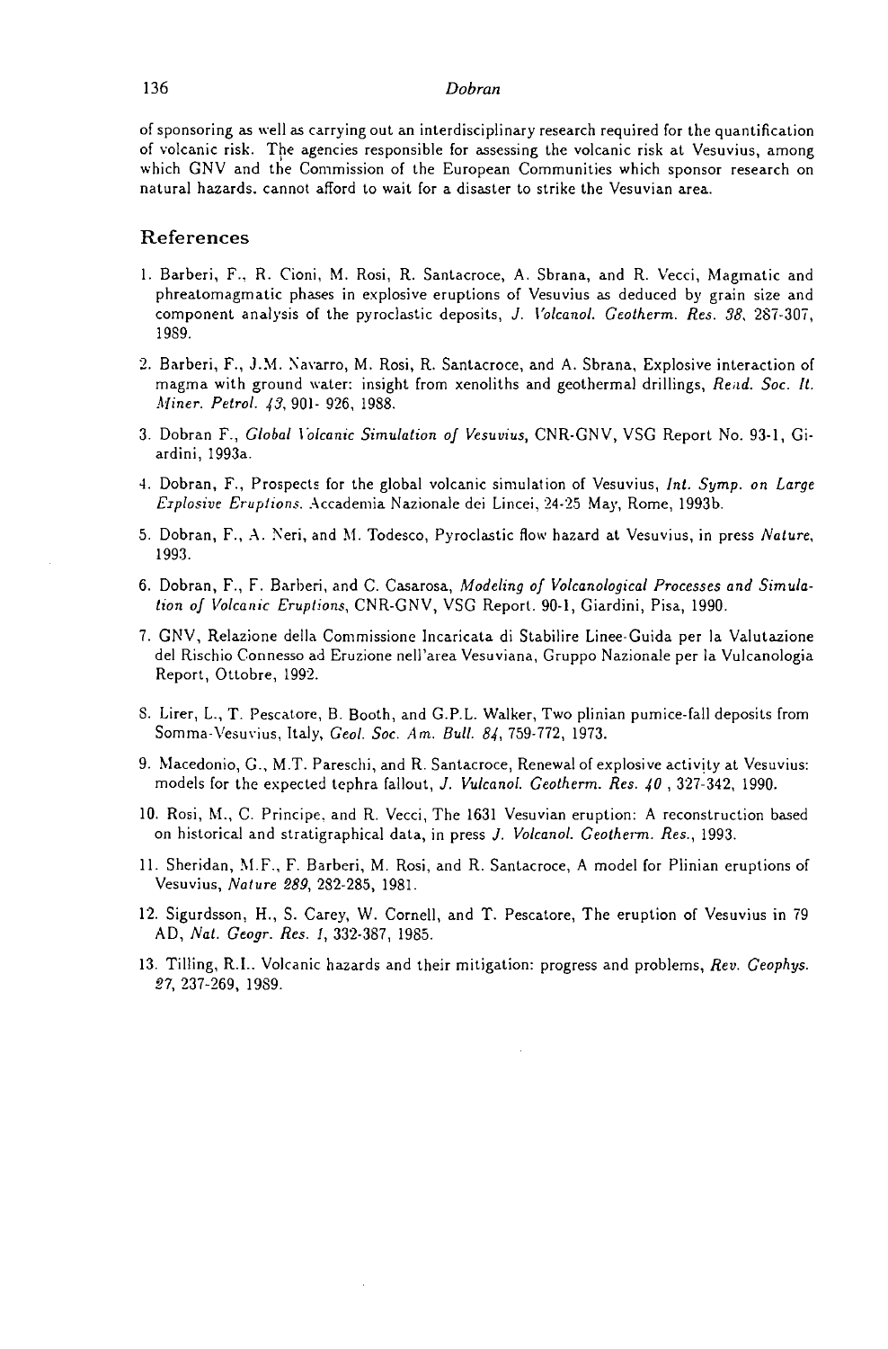of sponsoring as well as carrying out an interdisciplinary research required for the quantification of volcanic risk. The agencies responsible for assessing the volcanic risk at Vesuvius, among which GNV and the Commission of the European Communities which sponsor research on natural hazards. cannot afford to wait for a disaster to strike the Vesuvian area.

## References

1. Barberi, F., R. Cioni, M. Rosi, R. Santacroce, A. Sbrana, and R. Vecci, Magmatic and phreatomagmatic phases in explosive eruptions of Vesuvius as deduced by grain size and component analysis of the pyroclastic deposits, *J. Volcanol. Geotherm. Res.* *38*, 287-307, 1989.

2. Barberi, F., J.M. Navarro, M. Rosi, R. Santacroce, and A. Sbrana, Explosive interaction of magma with ground water: insight from xenoliths and geothermal drillings, *Rend. Soc. It. Miner. Petrol.* *43*, 901- 926, 1988.

3. Dobran F., *Global Volcanic Simulation of Vesuvius*, CNR-GNV, VSG Report No. 93-1, Giardini, 1993a.

4. Dobran, F., Prospects for the global volcanic simulation of Vesuvius, *Int. Symp. on Large Explosive Eruptions*. Accademia Nazionale dei Lincei, 24-25 May, Rome, 1993b.

5. Dobran, F., A. Neri, and M. Todesco, Pyroclastic flow hazard at Vesuvius, in press *Nature*, 1993.

6. Dobran, F., F. Barberi, and C. Casarosa, *Modeling of Volcanological Processes and Simulation of Volcanic Eruptions*, CNR-GNV, VSG Report. 90-1, Giardini, Pisa, 1990.

7. GNV, Relazione della Commissione Incaricata di Stabilire Linee-Guida per la Valutazione del Rischio Connesso ad Eruzione nell'area Vesuviana, Gruppo Nazionale per la Vulcanologia Report, Ottobre, 1992.

8. Lirer, L., T. Pescatore, B. Booth, and G.P.L. Walker, Two plinian pumice-fall deposits from Somma-Vesuvius, Italy, *Geol. Soc. Am. Bull.* *84*, 759-772, 1973.

9. Macedonio, G., M.T. Pareschi, and R. Santacroce, Renewal of explosive activity at Vesuvius: models for the expected tephra fallout, *J. Vulcanol. Geotherm. Res.* *40* , 327-342, 1990.

10. Rosi, M., C. Principe, and R. Vecci, The 1631 Vesuvian eruption: A reconstruction based on historical and stratigraphical data, in press *J. Volcanol. Geotherm. Res.*, 1993.

11. Sheridan, M.F., F. Barberi, M. Rosi, and R. Santacroce, A model for Plinian eruptions of Vesuvius, *Nature* *289*, 282-285, 1981.

12. Sigurdsson, H., S. Carey, W. Cornell, and T. Pescatore, The eruption of Vesuvius in 79 AD, *Nat. Geogr. Res.* *1*, 332-387, 1985.

13. Tilling, R.I.. Volcanic hazards and their mitigation: progress and problems, *Rev. Geophys.* *27*, 237-269, 1989.